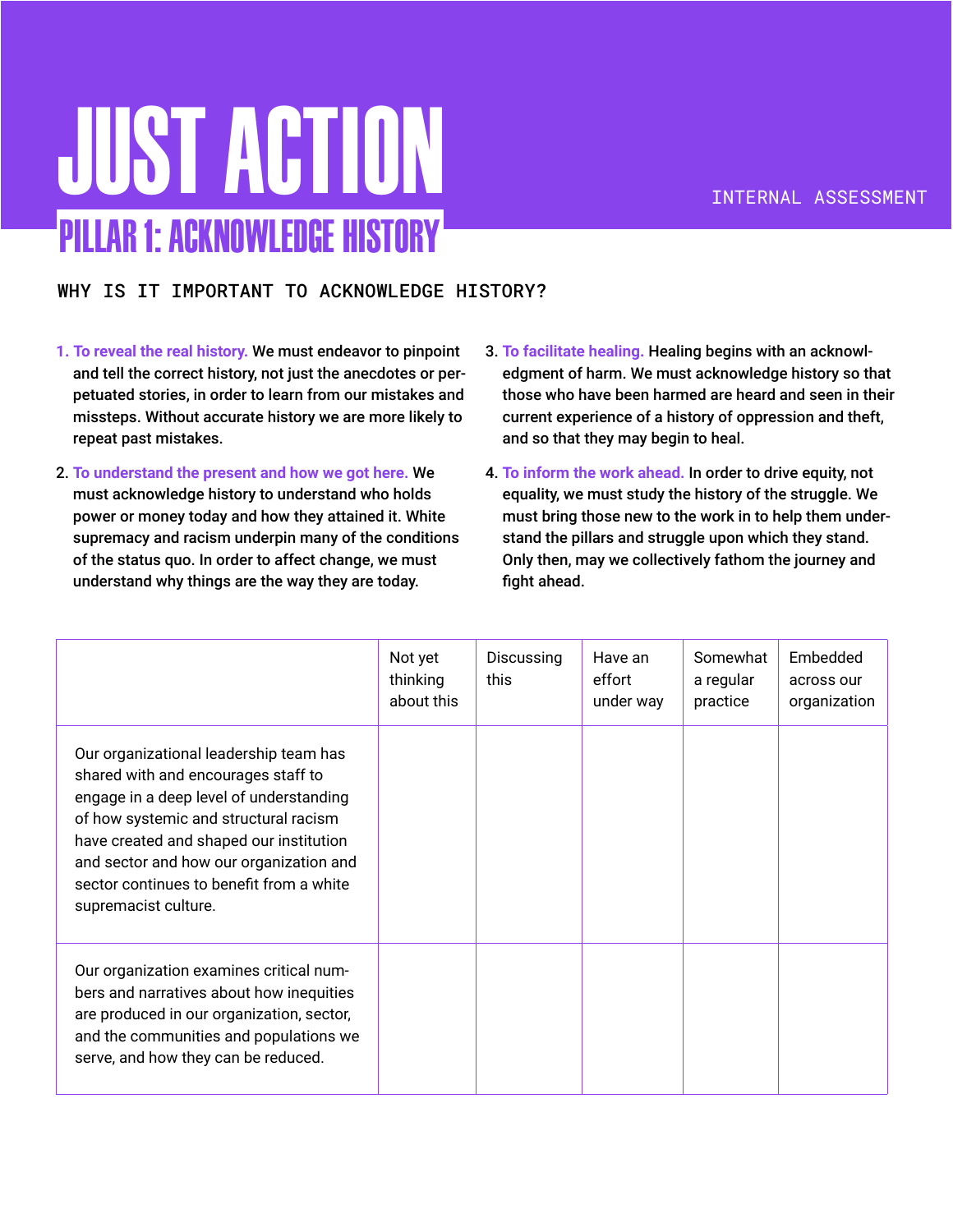# JUST ACTION

INTERNAL ASSESSMENT

## PILLAR 1: ACKNOWLEDGE HISTORY

### WHY IS IT IMPORTANT TO ACKNOWLEDGE HISTORY?

1. **To reveal the real history.** We must endeavor to pinpoint and tell the correct history, not just the anecdotes or perpetuated stories, in order to learn from our mistakes and missteps. Without accurate history we are more likely to repeat past mistakes.
2. **To understand the present and how we got here.** We must acknowledge history to understand who holds power or money today and how they attained it. White supremacy and racism underpin many of the conditions of the status quo. In order to affect change, we must understand why things are the way they are today.
3. **To facilitate healing.** Healing begins with an acknowledgment of harm. We must acknowledge history so that those who have been harmed are heard and seen in their current experience of a history of oppression and theft, and so that they may begin to heal.
4. **To inform the work ahead.** In order to drive equity, not equality, we must study the history of the struggle. We must bring those new to the work in to help them understand the pillars and struggle upon which they stand. Only then, may we collectively fathom the journey and fight ahead.

| | Not yet thinking about this | Discussing this | Have an effort under way | Somewhat a regular practice | Embedded across our organization |
|---|---|---|---|---|---|
| Our organizational leadership team has shared with and encourages staff to engage in a deep level of understanding of how systemic and structural racism have created and shaped our institution and sector and how our organization and sector continues to benefit from a white supremacist culture. | | | | | |
| Our organization examines critical numbers and narratives about how inequities are produced in our organization, sector, and the communities and populations we serve, and how they can be reduced. | | | | | |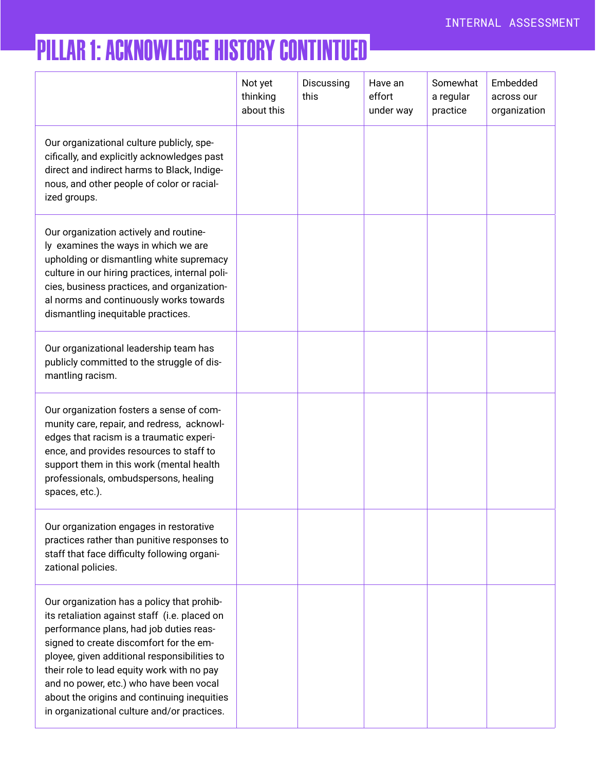# PILLAR 1: ACKNOWLEDGE HISTORY CONTINTUED

| | Not yet thinking about this | Discussing this | Have an effort under way | Somewhat a regular practice | Embedded across our organization |
|---|---|---|---|---|---|
| Our organizational culture publicly, specifically, and explicitly acknowledges past direct and indirect harms to Black, Indigenous, and other people of color or racialized groups. | | | | | |
| Our organization actively and routinely examines the ways in which we are upholding or dismantling white supremacy culture in our hiring practices, internal policies, business practices, and organizational norms and continuously works towards dismantling inequitable practices. | | | | | |
| Our organizational leadership team has publicly committed to the struggle of dismantling racism. | | | | | |
| Our organization fosters a sense of community care, repair, and redress, acknowledges that racism is a traumatic experience, and provides resources to staff to support them in this work (mental health professionals, ombudspersons, healing spaces, etc.). | | | | | |
| Our organization engages in restorative practices rather than punitive responses to staff that face difficulty following organizational policies. | | | | | |
| Our organization has a policy that prohibits retaliation against staff (i.e. placed on performance plans, had job duties reassigned to create discomfort for the employee, given additional responsibilities to their role to lead equity work with no pay and no power, etc.) who have been vocal about the origins and continuing inequities in organizational culture and/or practices. | | | | | |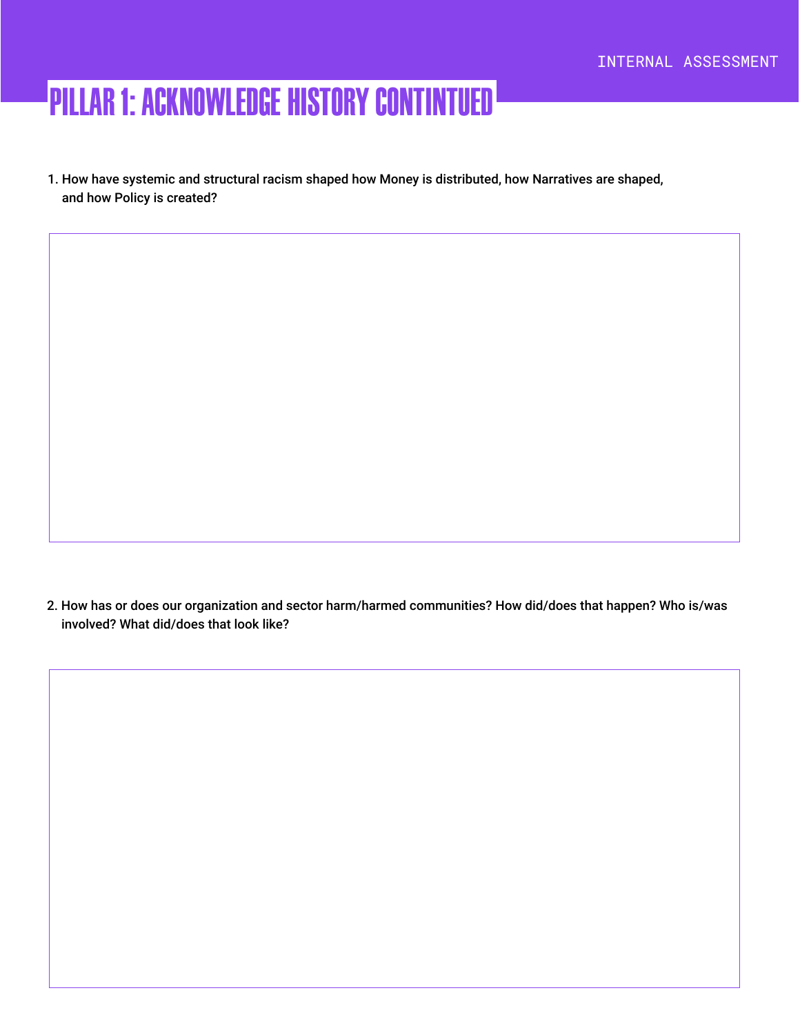# PILLAR 1: ACKNOWLEDGE HISTORY CONTINTUED

1. How have systemic and structural racism shaped how Money is distributed, how Narratives are shaped, and how Policy is created?

2. How has or does our organization and sector harm/harmed communities? How did/does that happen? Who is/was involved? What did/does that look like?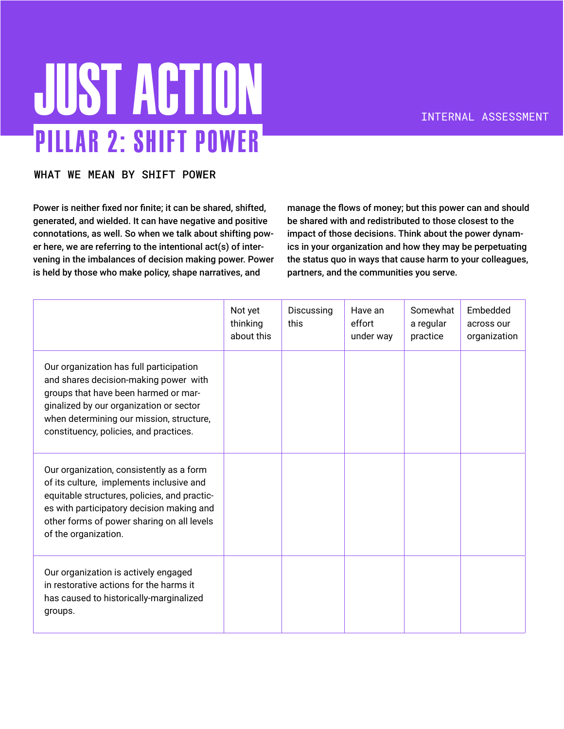# JUST ACTION

## PILLAR 2: SHIFT POWER

INTERNAL ASSESSMENT

### WHAT WE MEAN BY SHIFT POWER

**Power is neither fixed nor finite; it can be shared, shifted, generated, and wielded. It can have negative and positive connotations, as well. So when we talk about shifting power here, we are referring to the intentional act(s) of intervening in the imbalances of decision making power. Power is held by those who make policy, shape narratives, and manage the flows of money; but this power can and should be shared with and redistributed to those closest to the impact of those decisions. Think about the power dynamics in your organization and how they may be perpetuating the status quo in ways that cause harm to your colleagues, partners, and the communities you serve.**

| | Not yet thinking about this | Discussing this | Have an effort under way | Somewhat a regular practice | Embedded across our organization |
|---|---|---|---|---|---|
| Our organization has full participation and shares decision-making power with groups that have been harmed or marginalized by our organization or sector when determining our mission, structure, constituency, policies, and practices. | | | | | |
| Our organization, consistently as a form of its culture, implements inclusive and equitable structures, policies, and practices with participatory decision making and other forms of power sharing on all levels of the organization. | | | | | |
| Our organization is actively engaged in restorative actions for the harms it has caused to historically-marginalized groups. | | | | | |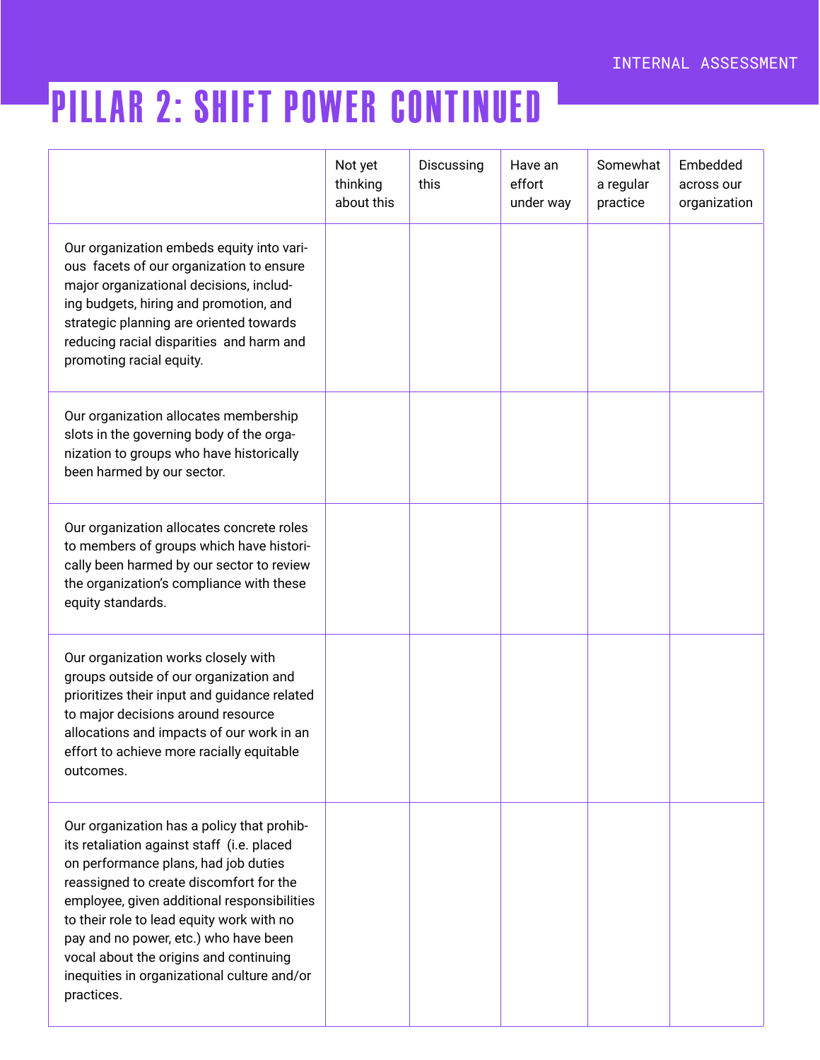# PILLAR 2: SHIFT POWER CONTINUED

| | Not yet thinking about this | Discussing this | Have an effort under way | Somewhat a regular practice | Embedded across our organization |
|---|---|---|---|---|---|
| Our organization embeds equity into various facets of our organization to ensure major organizational decisions, including budgets, hiring and promotion, and strategic planning are oriented towards reducing racial disparities and harm and promoting racial equity. | | | | | |
| Our organization allocates membership slots in the governing body of the organization to groups who have historically been harmed by our sector. | | | | | |
| Our organization allocates concrete roles to members of groups which have historically been harmed by our sector to review the organization's compliance with these equity standards. | | | | | |
| Our organization works closely with groups outside of our organization and prioritizes their input and guidance related to major decisions around resource allocations and impacts of our work in an effort to achieve more racially equitable outcomes. | | | | | |
| Our organization has a policy that prohibits retaliation against staff (i.e. placed on performance plans, had job duties reassigned to create discomfort for the employee, given additional responsibilities to their role to lead equity work with no pay and no power, etc.) who have been vocal about the origins and continuing inequities in organizational culture and/or practices. | | | | | |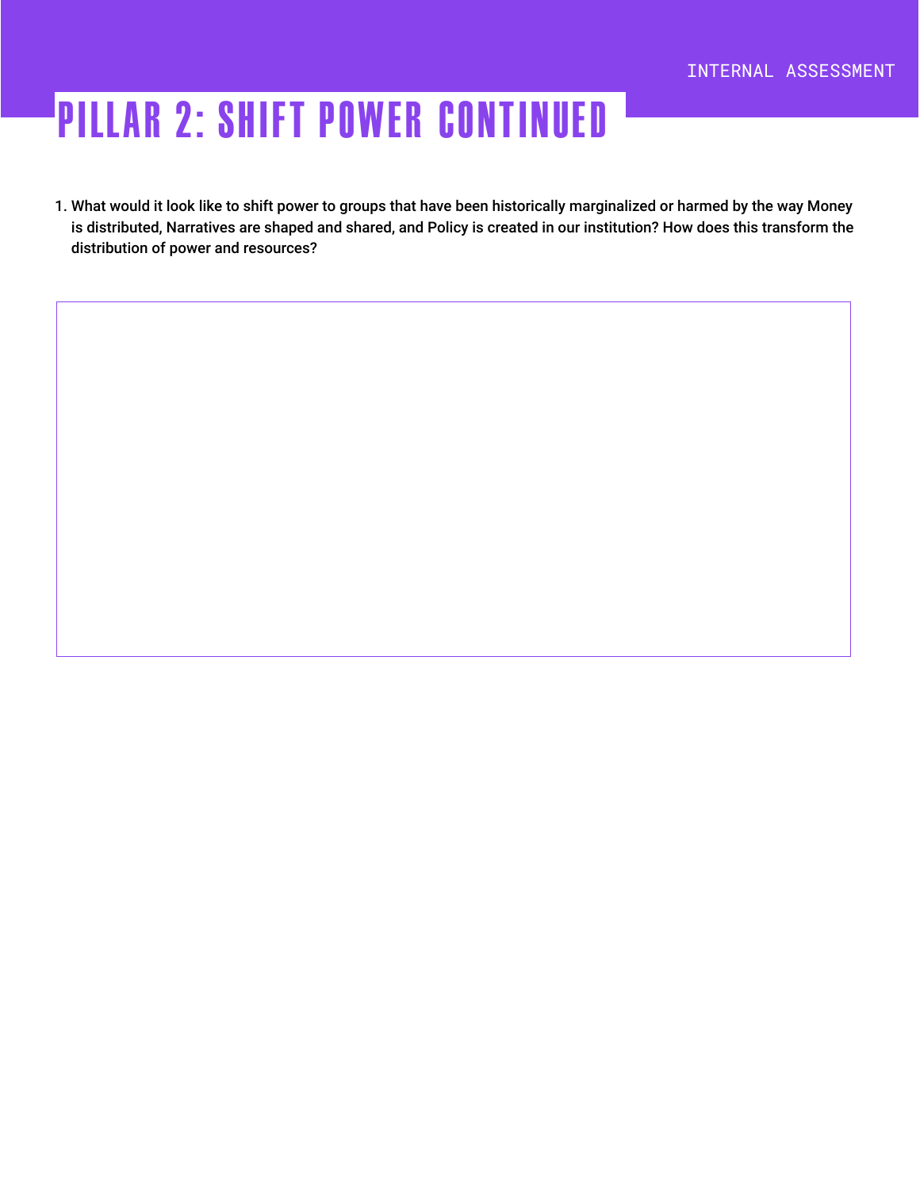# PILLAR 2: SHIFT POWER CONTINUED

1. What would it look like to shift power to groups that have been historically marginalized or harmed by the way Money is distributed, Narratives are shaped and shared, and Policy is created in our institution? How does this transform the distribution of power and resources?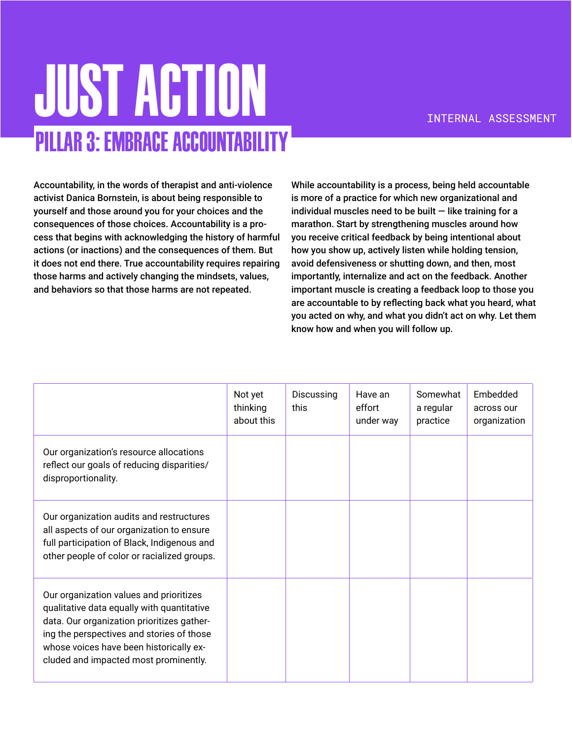# JUST ACTION

## PILLAR 3: EMBRACE ACCOUNTABILITY

INTERNAL ASSESSMENT

**Accountability, in the words of therapist and anti-violence activist Danica Bornstein, is about being responsible to yourself and those around you for your choices and the consequences of those choices. Accountability is a process that begins with acknowledging the history of harmful actions (or inactions) and the consequences of them. But it does not end there. True accountability requires repairing those harms and actively changing the mindsets, values, and behaviors so that those harms are not repeated.**

**While accountability is a process, being held accountable is more of a practice for which new organizational and individual muscles need to be built — like training for a marathon. Start by strengthening muscles around how you receive critical feedback by being intentional about how you show up, actively listen while holding tension, avoid defensiveness or shutting down, and then, most importantly, internalize and act on the feedback. Another important muscle is creating a feedback loop to those you are accountable to by reflecting back what you heard, what you acted on why, and what you didn't act on why. Let them know how and when you will follow up.**

| | Not yet thinking about this | Discussing this | Have an effort under way | Somewhat a regular practice | Embedded across our organization |
|---|---|---|---|---|---|
| Our organization's resource allocations reflect our goals of reducing disparities/disproportionality. | | | | | |
| Our organization audits and restructures all aspects of our organization to ensure full participation of Black, Indigenous and other people of color or racialized groups. | | | | | |
| Our organization values and prioritizes qualitative data equally with quantitative data. Our organization prioritizes gathering the perspectives and stories of those whose voices have been historically excluded and impacted most prominently. | | | | | |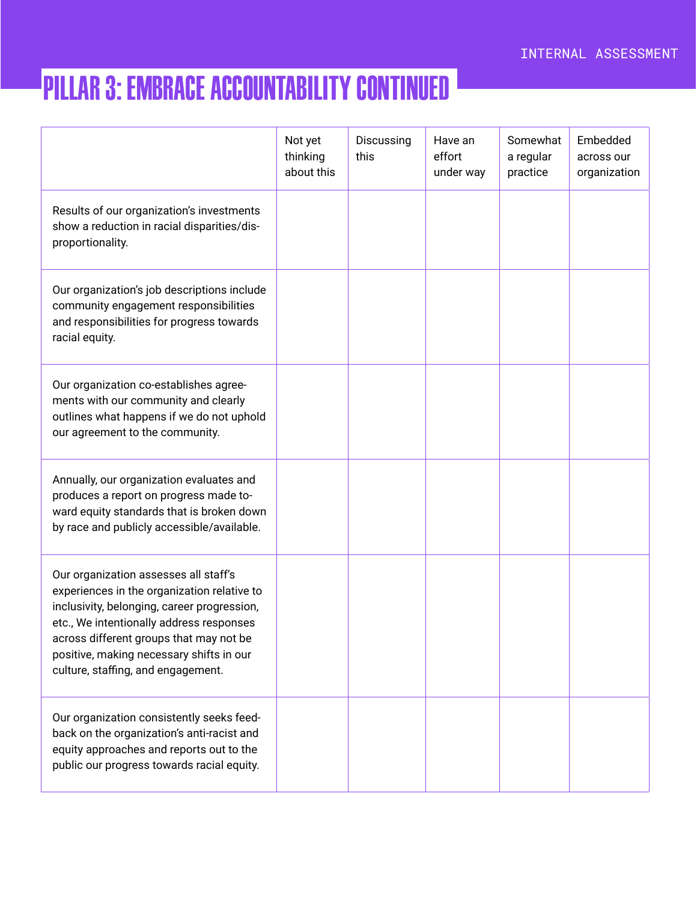# PILLAR 3: EMBRACE ACCOUNTABILITY CONTINUED

| | Not yet thinking about this | Discussing this | Have an effort under way | Somewhat a regular practice | Embedded across our organization |
|---|---|---|---|---|---|
| Results of our organization's investments show a reduction in racial disparities/disproportionality. | | | | | |
| Our organization's job descriptions include community engagement responsibilities and responsibilities for progress towards racial equity. | | | | | |
| Our organization co-establishes agreements with our community and clearly outlines what happens if we do not uphold our agreement to the community. | | | | | |
| Annually, our organization evaluates and produces a report on progress made toward equity standards that is broken down by race and publicly accessible/available. | | | | | |
| Our organization assesses all staff's experiences in the organization relative to inclusivity, belonging, career progression, etc., We intentionally address responses across different groups that may not be positive, making necessary shifts in our culture, staffing, and engagement. | | | | | |
| Our organization consistently seeks feedback on the organization's anti-racist and equity approaches and reports out to the public our progress towards racial equity. | | | | | |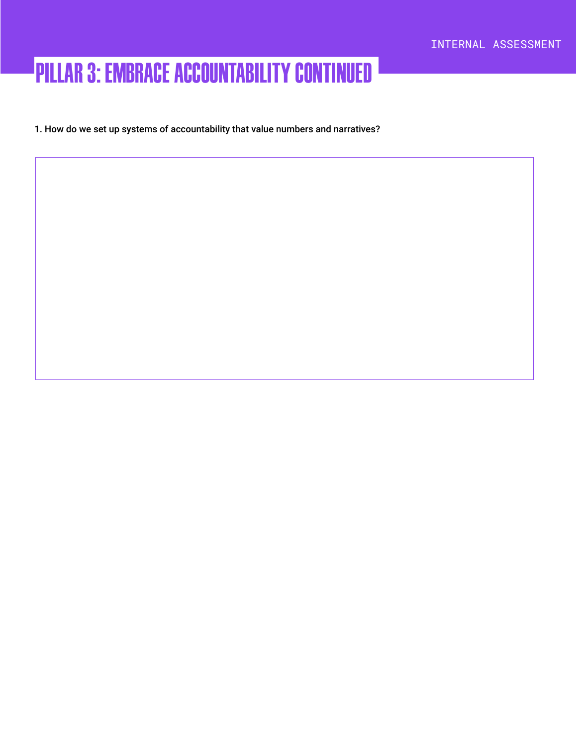# PILLAR 3: EMBRACE ACCOUNTABILITY CONTINUED

1. How do we set up systems of accountability that value numbers and narratives?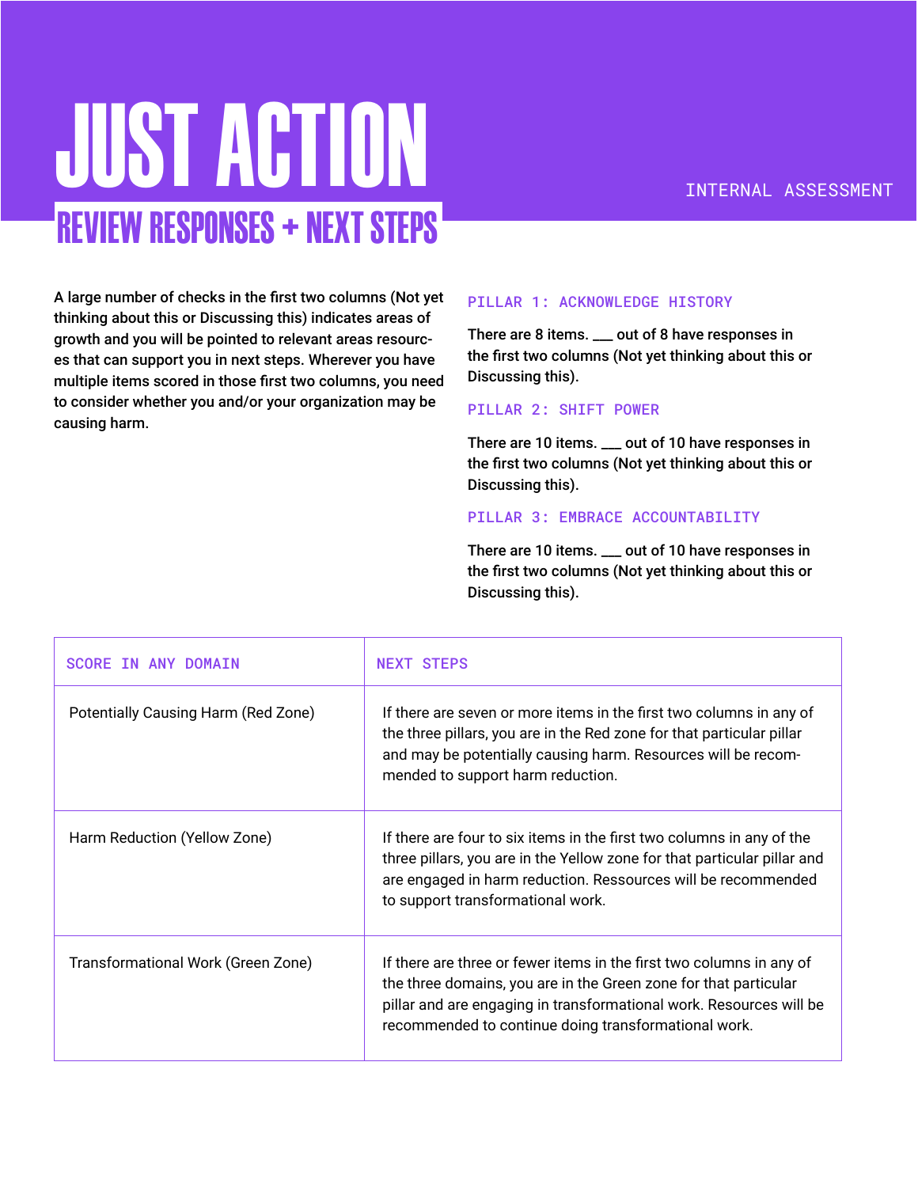# JUST ACTION

## REVIEW RESPONSES + NEXT STEPS

INTERNAL ASSESSMENT

A large number of checks in the first two columns (Not yet thinking about this or Discussing this) indicates areas of growth and you will be pointed to relevant areas resources that can support you in next steps. Wherever you have multiple items scored in those first two columns, you need to consider whether you and/or your organization may be causing harm.

### PILLAR 1: ACKNOWLEDGE HISTORY

There are 8 items. ___ out of 8 have responses in the first two columns (Not yet thinking about this or Discussing this).

### PILLAR 2: SHIFT POWER

There are 10 items. ___ out of 10 have responses in the first two columns (Not yet thinking about this or Discussing this).

### PILLAR 3: EMBRACE ACCOUNTABILITY

There are 10 items. ___ out of 10 have responses in the first two columns (Not yet thinking about this or Discussing this).

| SCORE IN ANY DOMAIN | NEXT STEPS |
|---|---|
| Potentially Causing Harm (Red Zone) | If there are seven or more items in the first two columns in any of the three pillars, you are in the Red zone for that particular pillar and may be potentially causing harm. Resources will be recommended to support harm reduction. |
| Harm Reduction (Yellow Zone) | If there are four to six items in the first two columns in any of the three pillars, you are in the Yellow zone for that particular pillar and are engaged in harm reduction. Ressources will be recommended to support transformational work. |
| Transformational Work (Green Zone) | If there are three or fewer items in the first two columns in any of the three domains, you are in the Green zone for that particular pillar and are engaging in transformational work. Resources will be recommended to continue doing transformational work. |